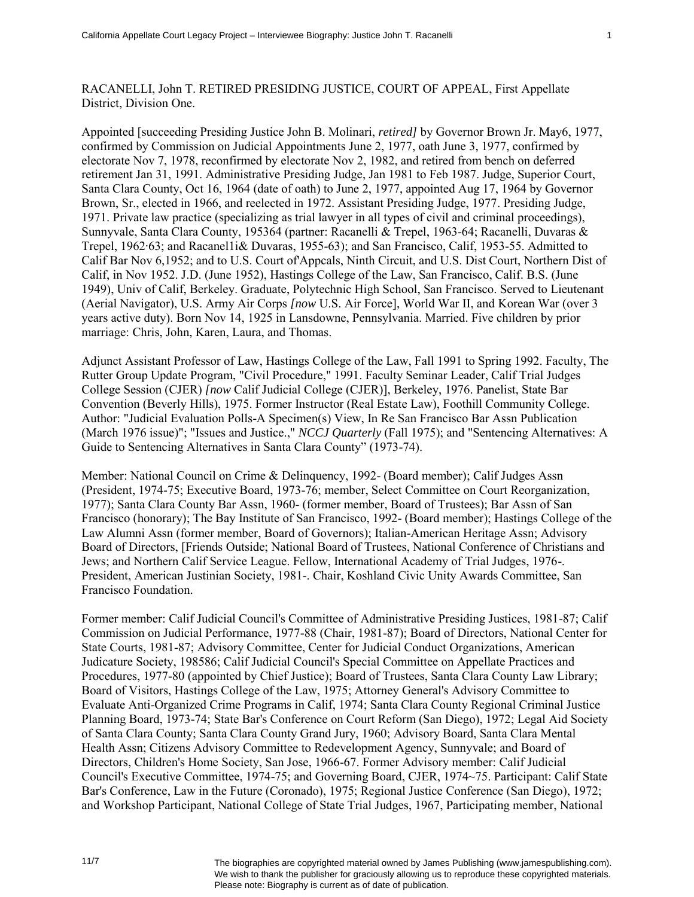RACANELLI, John T. RETIRED PRESIDING JUSTICE, COURT OF APPEAL, First Appellate District, Division One.

Appointed [succeeding Presiding Justice John B. Molinari, *retired]* by Governor Brown Jr. May6, 1977, confirmed by Commission on Judicial Appointments June 2, 1977, oath June 3, 1977, confirmed by electorate Nov 7, 1978, reconfirmed by electorate Nov 2, 1982, and retired from bench on deferred retirement Jan 31, 1991. Administrative Presiding Judge, Jan 1981 to Feb 1987. Judge, Superior Court, Santa Clara County, Oct 16, 1964 (date of oath) to June 2, 1977, appointed Aug 17, 1964 by Governor Brown, Sr., elected in 1966, and reelected in 1972. Assistant Presiding Judge, 1977. Presiding Judge, 1971. Private law practice (specializing as trial lawyer in all types of civil and criminal proceedings), Sunnyvale, Santa Clara County, 195364 (partner: Racanelli & Trepel, 1963-64; Racanelli, Duvaras & Trepel, 1962·63; and Racanel1i& Duvaras, 1955-63); and San Francisco, Calif, 1953-55. Admitted to Calif Bar Nov 6,1952; and to U.S. Court of'Appcals, Ninth Circuit, and U.S. Dist Court, Northern Dist of Calif, in Nov 1952. J.D. (June 1952), Hastings College of the Law, San Francisco, Calif. B.S. (June 1949), Univ of Calif, Berkeley. Graduate, Polytechnic High School, San Francisco. Served to Lieutenant (Aerial Navigator), U.S. Army Air Corps *[now* U.S. Air Force], World War II, and Korean War (over 3 years active duty). Born Nov 14, 1925 in Lansdowne, Pennsylvania. Married. Five children by prior marriage: Chris, John, Karen, Laura, and Thomas.

Adjunct Assistant Professor of Law, Hastings College of the Law, Fall 1991 to Spring 1992. Faculty, The Rutter Group Update Program, "Civil Procedure," 1991. Faculty Seminar Leader, Calif Trial Judges College Session (CJER) *[now* Calif Judicial College (CJER)], Berkeley, 1976. Panelist, State Bar Convention (Beverly Hills), 1975. Former Instructor (Real Estate Law), Foothill Community College. Author: "Judicial Evaluation Polls-A Specimen(s) View, In Re San Francisco Bar Assn Publication (March 1976 issue)"; "Issues and Justice.," *NCCJ Quarterly* (Fall 1975); and "Sentencing Alternatives: A Guide to Sentencing Alternatives in Santa Clara County" (1973-74).

Member: National Council on Crime & Delinquency, 1992- (Board member); Calif Judges Assn (President, 1974-75; Executive Board, 1973-76; member, Select Committee on Court Reorganization, 1977); Santa Clara County Bar Assn, 1960- (former member, Board of Trustees); Bar Assn of San Francisco (honorary); The Bay Institute of San Francisco, 1992- (Board member); Hastings College of the Law Alumni Assn (former member, Board of Governors); Italian-American Heritage Assn; Advisory Board of Directors, [Friends Outside; National Board of Trustees, National Conference of Christians and Jews; and Northern Calif Service League. Fellow, International Academy of Trial Judges, 1976-. President, American Justinian Society, 1981-. Chair, Koshland Civic Unity Awards Committee, San Francisco Foundation.

Former member: Calif Judicial Council's Committee of Administrative Presiding Justices, 1981-87; Calif Commission on Judicial Performance, 1977-88 (Chair, 1981-87); Board of Directors, National Center for State Courts, 1981-87; Advisory Committee, Center for Judicial Conduct Organizations, American Judicature Society, 198586; Calif Judicial Council's Special Committee on Appellate Practices and Procedures, 1977-80 (appointed by Chief Justice); Board of Trustees, Santa Clara County Law Library; Board of Visitors, Hastings College of the Law, 1975; Attorney General's Advisory Committee to Evaluate Anti-Organized Crime Programs in Calif, 1974; Santa Clara County Regional Criminal Justice Planning Board, 1973-74; State Bar's Conference on Court Reform (San Diego), 1972; Legal Aid Society of Santa Clara County; Santa Clara County Grand Jury, 1960; Advisory Board, Santa Clara Mental Health Assn; Citizens Advisory Committee to Redevelopment Agency, Sunnyvale; and Board of Directors, Children's Home Society, San Jose, 1966-67. Former Advisory member: Calif Judicial Council's Executive Committee, 1974-75; and Governing Board, CJER, 1974~75. Participant: Calif State Bar's Conference, Law in the Future (Coronado), 1975; Regional Justice Conference (San Diego), 1972; and Workshop Participant, National College of State Trial Judges, 1967, Participating member, National

11/7

The biographies are copyrighted material owned by James Publishing (www.jamespublishing.com). We wish to thank the publisher for graciously allowing us to reproduce these copyrighted materials. Please note: Biography is current as of date of publication.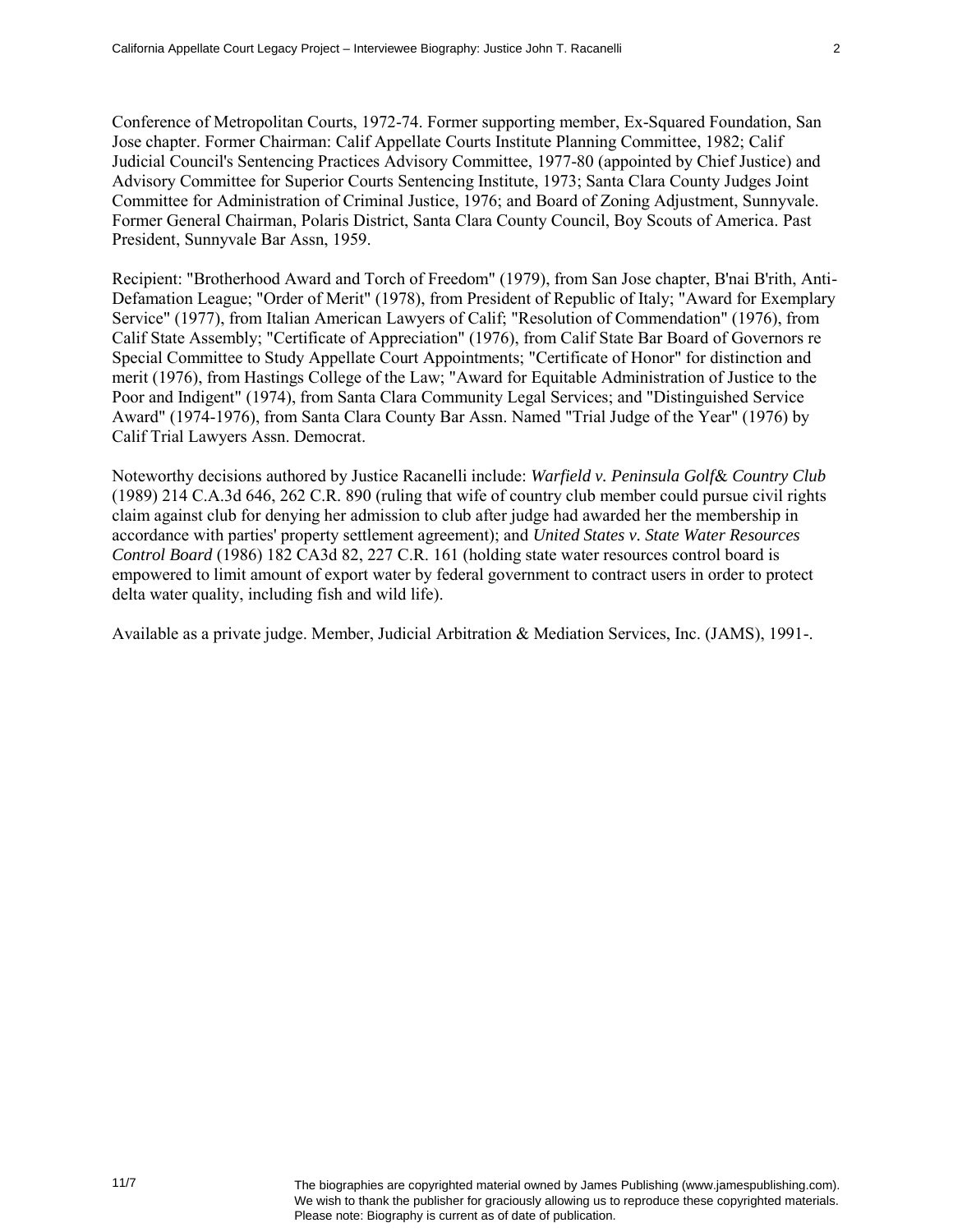Conference of Metropolitan Courts, 1972-74. Former supporting member, Ex-Squared Foundation, San Jose chapter. Former Chairman: Calif Appellate Courts Institute Planning Committee, 1982; Calif Judicial Council's Sentencing Practices Advisory Committee, 1977-80 (appointed by Chief Justice) and Advisory Committee for Superior Courts Sentencing Institute, 1973; Santa Clara County Judges Joint Committee for Administration of Criminal Justice, 1976; and Board of Zoning Adjustment, Sunnyvale. Former General Chairman, Polaris District, Santa Clara County Council, Boy Scouts of America. Past President, Sunnyvale Bar Assn, 1959.

Recipient: "Brotherhood Award and Torch of Freedom" (1979), from San Jose chapter, B'nai B'rith, Anti-Defamation League; "Order of Merit" (1978), from President of Republic of Italy; "Award for Exemplary Service" (1977), from Italian American Lawyers of Calif; "Resolution of Commendation" (1976), from Calif State Assembly; "Certificate of Appreciation" (1976), from Calif State Bar Board of Governors re Special Committee to Study Appellate Court Appointments; "Certificate of Honor" for distinction and merit (1976), from Hastings College of the Law; "Award for Equitable Administration of Justice to the Poor and Indigent" (1974), from Santa Clara Community Legal Services; and "Distinguished Service Award" (1974-1976), from Santa Clara County Bar Assn. Named "Trial Judge of the Year" (1976) by Calif Trial Lawyers Assn. Democrat.

Noteworthy decisions authored by Justice Racanelli include: *Warfield v. Peninsula Golf& Country Club* (1989) 214 C.A.3d 646, 262 C.R. 890 (ruling that wife of country club member could pursue civil rights claim against club for denying her admission to club after judge had awarded her the membership in accordance with parties' property settlement agreement); and *United States v. State Water Resources Control Board* (1986) 182 CA3d 82, 227 C.R. 161 (holding state water resources control board is empowered to limit amount of export water by federal government to contract users in order to protect delta water quality, including fish and wild life).

Available as a private judge. Member, Judicial Arbitration & Mediation Services, Inc. (JAMS), 1991-.

11/7

The biographies are copyrighted material owned by James Publishing (www.jamespublishing.com). We wish to thank the publisher for graciously allowing us to reproduce these copyrighted materials. Please note: Biography is current as of date of publication.